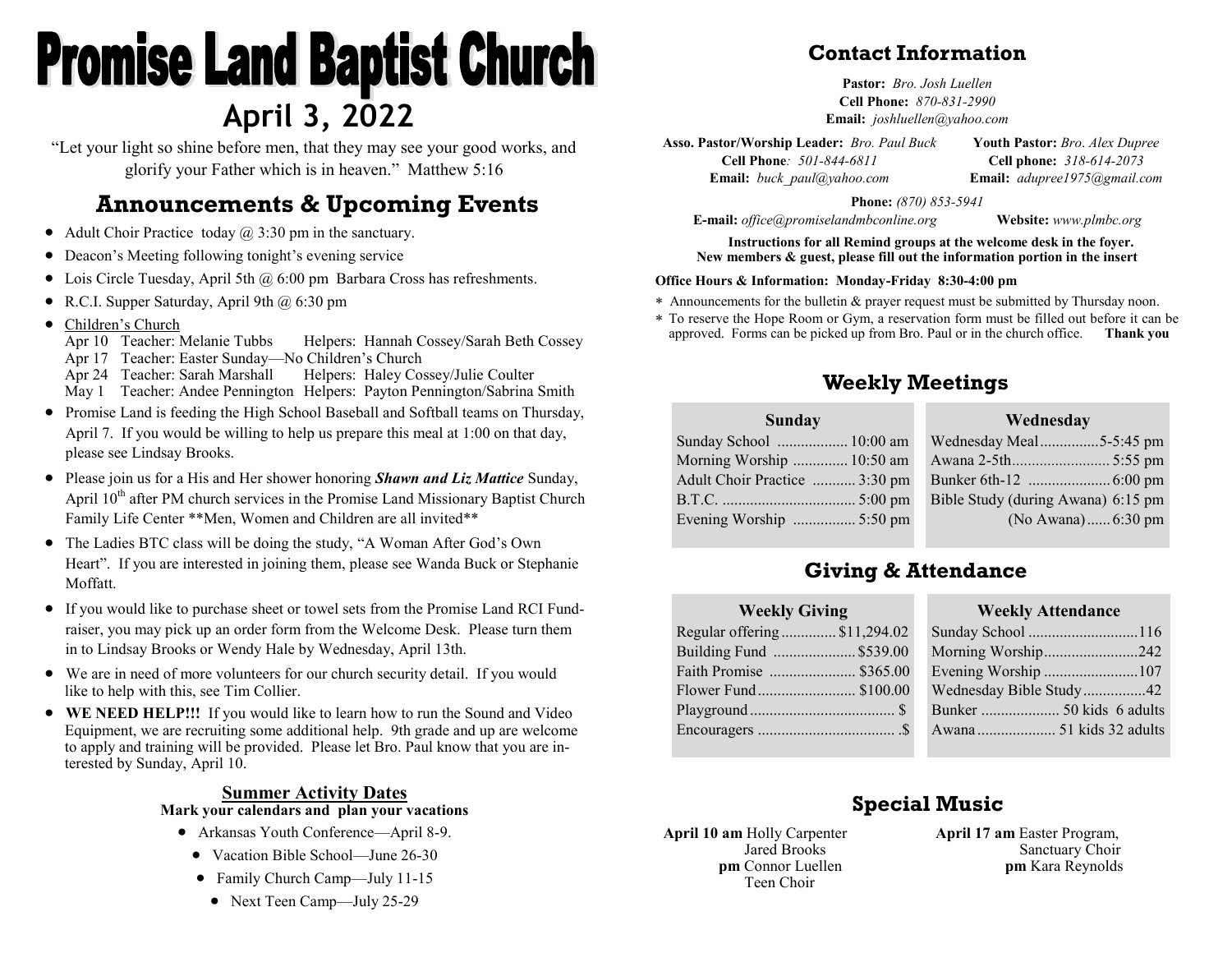# Promise Land Baptist Church

## April 3, 2022

"Let your light so shine before men, that they may see your good works, and glorify your Father which is in heaven." Matthew 5:16

## Announcements & Upcoming Events

- Adult Choir Practice today @ 3:30 pm in the sanctuary.
- Deacon's Meeting following tonight's evening service
- Lois Circle Tuesday, April 5th @ 6:00 pm Barbara Cross has refreshments.
- R.C.I. Supper Saturday, April 9th @ 6:30 pm
- Children's Church
  Apr 10 Teacher: Melanie Tubbs Helpers: Hannah Cossey/Sarah Beth Cossey
  Apr 17 Teacher: Easter Sunday—No Children's Church
  Apr 24 Teacher: Sarah Marshall Helpers: Haley Cossey/Julie Coulter
  May 1 Teacher: Andee Pennington Helpers: Payton Pennington/Sabrina Smith
- Promise Land is feeding the High School Baseball and Softball teams on Thursday, April 7. If you would be willing to help us prepare this meal at 1:00 on that day, please see Lindsay Brooks.
- Please join us for a His and Her shower honoring ***Shawn and Liz Mattice*** Sunday, April 10th after PM church services in the Promise Land Missionary Baptist Church Family Life Center **Men, Women and Children are all invited**
- The Ladies BTC class will be doing the study, "A Woman After God's Own Heart". If you are interested in joining them, please see Wanda Buck or Stephanie Moffatt.
- If you would like to purchase sheet or towel sets from the Promise Land RCI Fund-raiser, you may pick up an order form from the Welcome Desk. Please turn them in to Lindsay Brooks or Wendy Hale by Wednesday, April 13th.
- We are in need of more volunteers for our church security detail. If you would like to help with this, see Tim Collier.
- **WE NEED HELP!!!** If you would like to learn how to run the Sound and Video Equipment, we are recruiting some additional help. 9th grade and up are welcome to apply and training will be provided. Please let Bro. Paul know that you are interested by Sunday, April 10.

### Summer Activity Dates

**Mark your calendars and plan your vacations**

- Arkansas Youth Conference—April 8-9.
- Vacation Bible School—June 26-30
- Family Church Camp—July 11-15
- Next Teen Camp—July 25-29

## Contact Information

**Pastor:** *Bro. Josh Luellen*
**Cell Phone:** *870-831-2990*
**Email:** *joshluellen@yahoo.com*

**Asso. Pastor/Worship Leader:** *Bro. Paul Buck*
**Cell Phone**: *501-844-6811*
**Email:** *buck_paul@yahoo.com*

**Youth Pastor:** *Bro. Alex Dupree*
**Cell phone:** *318-614-2073*
**Email:** *adupree1975@gmail.com*

**Phone:** *(870) 853-5941*
**E-mail:** *office@promiselandmbconline.org* **Website:** *www.plmbc.org*

**Instructions for all Remind groups at the welcome desk in the foyer.**
**New members & guest, please fill out the information portion in the insert**

**Office Hours & Information: Monday-Friday 8:30-4:00 pm**

- Announcements for the bulletin & prayer request must be submitted by Thursday noon.
- To reserve the Hope Room or Gym, a reservation form must be filled out before it can be approved. Forms can be picked up from Bro. Paul or in the church office. **Thank you**

## Weekly Meetings

| Sunday | |
|---|---|
| Sunday School | 10:00 am |
| Morning Worship | 10:50 am |
| Adult Choir Practice | 3:30 pm |
| B.T.C. | 5:00 pm |
| Evening Worship | 5:50 pm |

| Wednesday | |
|---|---|
| Wednesday Meal | 5-5:45 pm |
| Awana 2-5th | 5:55 pm |
| Bunker 6th-12 | 6:00 pm |
| Bible Study (during Awana) | 6:15 pm |
| (No Awana) | 6:30 pm |

## Giving & Attendance

| Weekly Giving | |
|---|---|
| Regular offering | $11,294.02 |
| Building Fund | $539.00 |
| Faith Promise | $365.00 |
| Flower Fund | $100.00 |
| Playground | $ |
| Encouragers | .$ |

| Weekly Attendance | |
|---|---|
| Sunday School | 116 |
| Morning Worship | 242 |
| Evening Worship | 107 |
| Wednesday Bible Study | 42 |
| Bunker | 50 kids 6 adults |
| Awana | 51 kids 32 adults |

## Special Music

**April 10 am** Holly Carpenter
Jared Brooks
**pm** Connor Luellen
Teen Choir

**April 17 am** Easter Program,
Sanctuary Choir
**pm** Kara Reynolds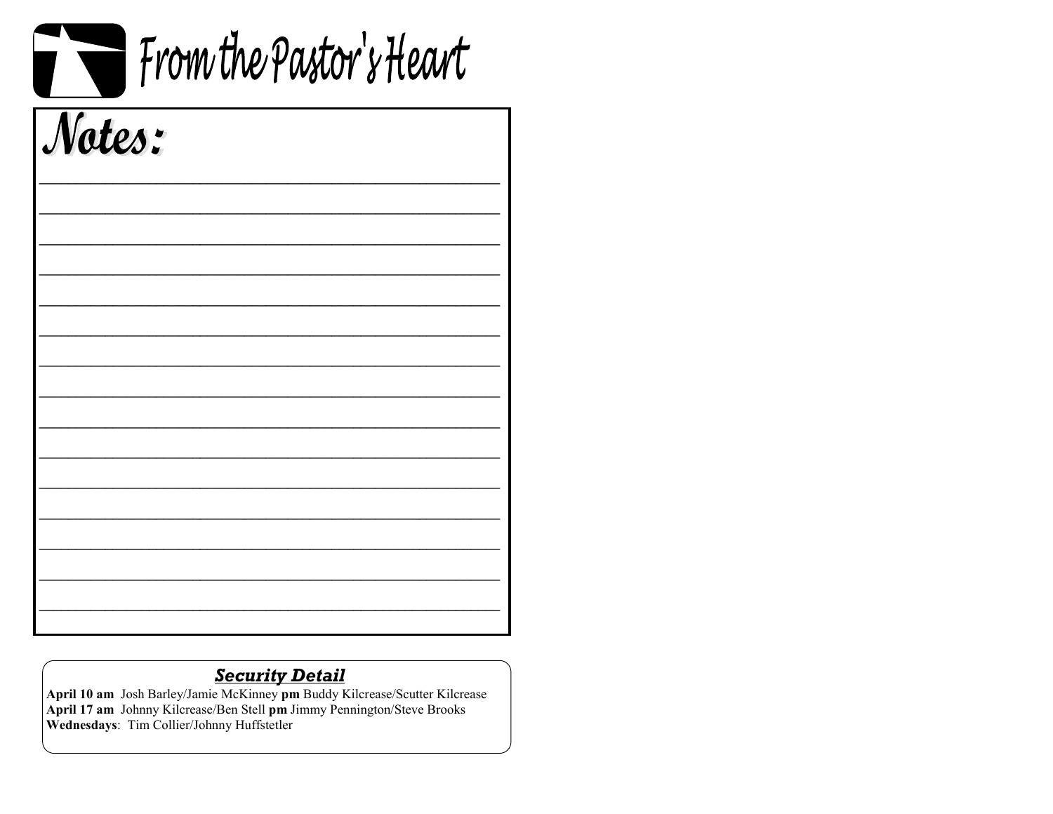# From the Pastor's Heart

## Notes:

________________________________________________

________________________________________________

________________________________________________

________________________________________________

________________________________________________

________________________________________________

________________________________________________

________________________________________________

________________________________________________

________________________________________________

________________________________________________

________________________________________________

________________________________________________

________________________________________________

________________________________________________

### ***Security Detail***

**April 10 am** Josh Barley/Jamie McKinney **pm** Buddy Kilcrease/Scutter Kilcrease
**April 17 am** Johnny Kilcrease/Ben Stell **pm** Jimmy Pennington/Steve Brooks
**Wednesdays**: Tim Collier/Johnny Huffstetler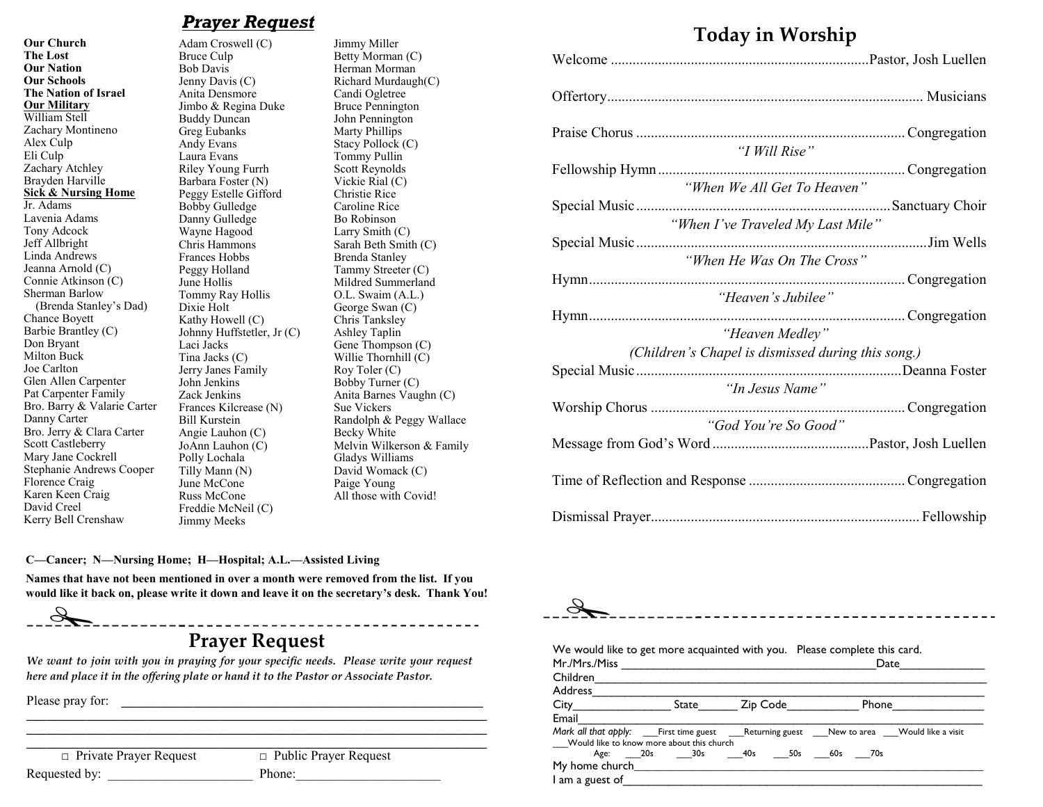## ***Prayer Request***

**Our Church**
**The Lost**
**Our Nation**
**Our Schools**
**The Nation of Israel**
**Our Military**

William Stell
Zachary Montineno
Alex Culp
Eli Culp
Zachary Atchley
Brayden Harville

**Sick & Nursing Home**

Jr. Adams
Lavenia Adams
Tony Adcock
Jeff Allbright
Linda Andrews
Jeanna Arnold (C)
Connie Atkinson (C)
Sherman Barlow
(Brenda Stanley's Dad)
Chance Boyett
Barbie Brantley (C)
Don Bryant
Milton Buck
Joe Carlton
Glen Allen Carpenter
Pat Carpenter Family
Bro. Barry & Valarie Carter
Danny Carter
Bro. Jerry & Clara Carter
Scott Castleberry
Mary Jane Cockrell
Stephanie Andrews Cooper
Florence Craig
Karen Keen Craig
David Creel
Kerry Bell Crenshaw
Adam Croswell (C)
Bruce Culp
Bob Davis
Jenny Davis (C)
Anita Densmore
Jimbo & Regina Duke
Buddy Duncan
Greg Eubanks
Andy Evans
Laura Evans
Riley Young Furrh
Barbara Foster (N)
Peggy Estelle Gifford
Bobby Gulledge
Danny Gulledge
Wayne Hagood
Chris Hammons
Frances Hobbs
Peggy Holland
June Hollis
Tommy Ray Hollis
Dixie Holt
Kathy Howell (C)
Johnny Huffstetler, Jr (C)
Laci Jacks
Tina Jacks (C)
Jerry Janes Family
John Jenkins
Zack Jenkins
Frances Kilcrease (N)
Bill Kurstein
Angie Lauhon (C)
JoAnn Lauhon (C)
Polly Lochala
Tilly Mann (N)
June McCone
Russ McCone
Freddie McNeil (C)
Jimmy Meeks
Jimmy Miller
Betty Morman (C)
Herman Morman
Richard Murdaugh(C)
Candi Ogletree
Bruce Pennington
John Pennington
Marty Phillips
Stacy Pollock (C)
Tommy Pullin
Scott Reynolds
Vickie Rial (C)
Christie Rice
Caroline Rice
Bo Robinson
Larry Smith (C)
Sarah Beth Smith (C)
Brenda Stanley
Tammy Streeter (C)
Mildred Summerland
O.L. Swaim (A.L.)
George Swan (C)
Chris Tanksley
Ashley Taplin
Gene Thompson (C)
Willie Thornhill (C)
Roy Toler (C)
Bobby Turner (C)
Anita Barnes Vaughn (C)
Sue Vickers
Randolph & Peggy Wallace
Becky White
Melvin Wilkerson & Family
Gladys Williams
David Womack (C)
Paige Young
All those with Covid!

**C—Cancer; N—Nursing Home; H—Hospital; A.L.—Assisted Living**

**Names that have not been mentioned in over a month were removed from the list. If you would like it back on, please write it down and leave it on the secretary's desk. Thank You!**

---

## Prayer Request

***We want to join with you in praying for your specific needs. Please write your request here and place it in the offering plate or hand it to the Pastor or Associate Pastor.***

Please pray for: ____________________________________________

____________________________________________

____________________________________________

____________________________________________

□ Private Prayer Request □ Public Prayer Request

Requested by: ____________________ Phone:____________________

# Today in Worship

Welcome ........................................ Pastor, Josh Luellen

Offertory........................................ Musicians

Praise Chorus ........................................ Congregation
*"I Will Rise"*

Fellowship Hymn ........................................ Congregation
*"When We All Get To Heaven"*

Special Music ........................................ Sanctuary Choir
*"When I've Traveled My Last Mile"*

Special Music ........................................ Jim Wells
*"When He Was On The Cross"*

Hymn........................................ Congregation
*"Heaven's Jubilee"*

Hymn........................................ Congregation
*"Heaven Medley"*
*(Children's Chapel is dismissed during this song.)*

Special Music ........................................ Deanna Foster
*"In Jesus Name"*

Worship Chorus ........................................ Congregation
*"God You're So Good"*

Message from God's Word ........................................ Pastor, Josh Luellen

Time of Reflection and Response ........................................ Congregation

Dismissal Prayer........................................ Fellowship

---

We would like to get more acquainted with you. Please complete this card.

Mr./Mrs./Miss ______________________________ Date____________

Children____________________________________________

Address____________________________________________

City______________ State______ Zip Code__________ Phone____________

Email____________________________________________

*Mark all that apply:* ___First time guest ___Returning guest ___New to area ___Would like a visit
___Would like to know more about this church
Age: ___20s ___30s ___40s ___50s ___60s ___70s

My home church____________________________________________

I am a guest of____________________________________________